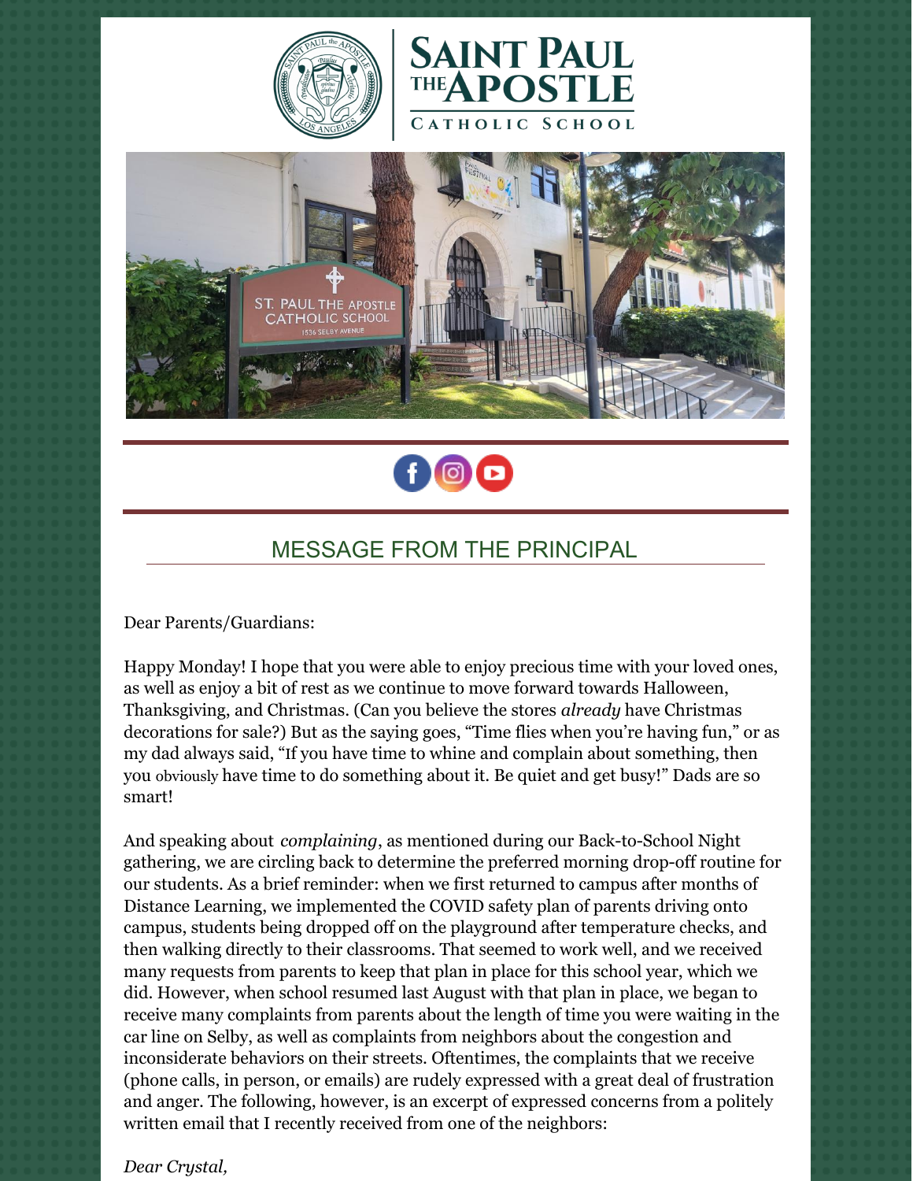# Saint Paul the Apostle Catholic School

## MESSAGE FROM THE PRINCIPAL

Dear Parents/Guardians:

Happy Monday! I hope that you were able to enjoy precious time with your loved ones, as well as enjoy a bit of rest as we continue to move forward towards Halloween, Thanksgiving, and Christmas. (Can you believe the stores *already* have Christmas decorations for sale?) But as the saying goes, "Time flies when you're having fun," or as my dad always said, "If you have time to whine and complain about something, then you obviously have time to do something about it. Be quiet and get busy!" Dads are so smart!

And speaking about *complaining*, as mentioned during our Back-to-School Night gathering, we are circling back to determine the preferred morning drop-off routine for our students. As a brief reminder: when we first returned to campus after months of Distance Learning, we implemented the COVID safety plan of parents driving onto campus, students being dropped off on the playground after temperature checks, and then walking directly to their classrooms. That seemed to work well, and we received many requests from parents to keep that plan in place for this school year, which we did. However, when school resumed last August with that plan in place, we began to receive many complaints from parents about the length of time you were waiting in the car line on Selby, as well as complaints from neighbors about the congestion and inconsiderate behaviors on their streets. Oftentimes, the complaints that we receive (phone calls, in person, or emails) are rudely expressed with a great deal of frustration and anger. The following, however, is an excerpt of expressed concerns from a politely written email that I recently received from one of the neighbors:

*Dear Crystal,*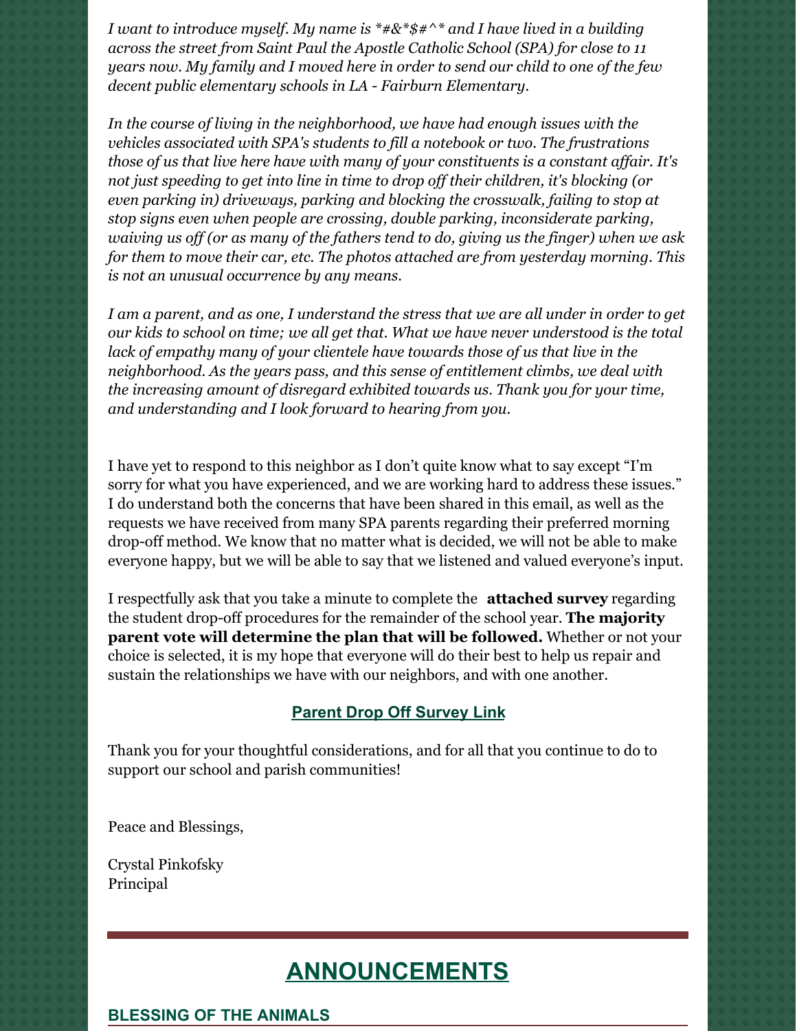*I want to introduce myself. My name is *#&*$#^* and I have lived in a building across the street from Saint Paul the Apostle Catholic School (SPA) for close to 11 years now. My family and I moved here in order to send our child to one of the few decent public elementary schools in LA - Fairburn Elementary.*

*In the course of living in the neighborhood, we have had enough issues with the vehicles associated with SPA's students to fill a notebook or two. The frustrations those of us that live here have with many of your constituents is a constant affair. It's not just speeding to get into line in time to drop off their children, it's blocking (or even parking in) driveways, parking and blocking the crosswalk, failing to stop at stop signs even when people are crossing, double parking, inconsiderate parking, waiving us off (or as many of the fathers tend to do, giving us the finger) when we ask for them to move their car, etc. The photos attached are from yesterday morning. This is not an unusual occurrence by any means.*

*I am a parent, and as one, I understand the stress that we are all under in order to get our kids to school on time; we all get that. What we have never understood is the total lack of empathy many of your clientele have towards those of us that live in the neighborhood. As the years pass, and this sense of entitlement climbs, we deal with the increasing amount of disregard exhibited towards us. Thank you for your time, and understanding and I look forward to hearing from you.*

I have yet to respond to this neighbor as I don't quite know what to say except "I'm sorry for what you have experienced, and we are working hard to address these issues." I do understand both the concerns that have been shared in this email, as well as the requests we have received from many SPA parents regarding their preferred morning drop-off method. We know that no matter what is decided, we will not be able to make everyone happy, but we will be able to say that we listened and valued everyone's input.

I respectfully ask that you take a minute to complete the **attached survey** regarding the student drop-off procedures for the remainder of the school year. **The majority parent vote will determine the plan that will be followed.** Whether or not your choice is selected, it is my hope that everyone will do their best to help us repair and sustain the relationships we have with our neighbors, and with one another.

**Parent Drop Off Survey Link**

Thank you for your thoughtful considerations, and for all that you continue to do to support our school and parish communities!

Peace and Blessings,

Crystal Pinkofsky
Principal

## ANNOUNCEMENTS

### BLESSING OF THE ANIMALS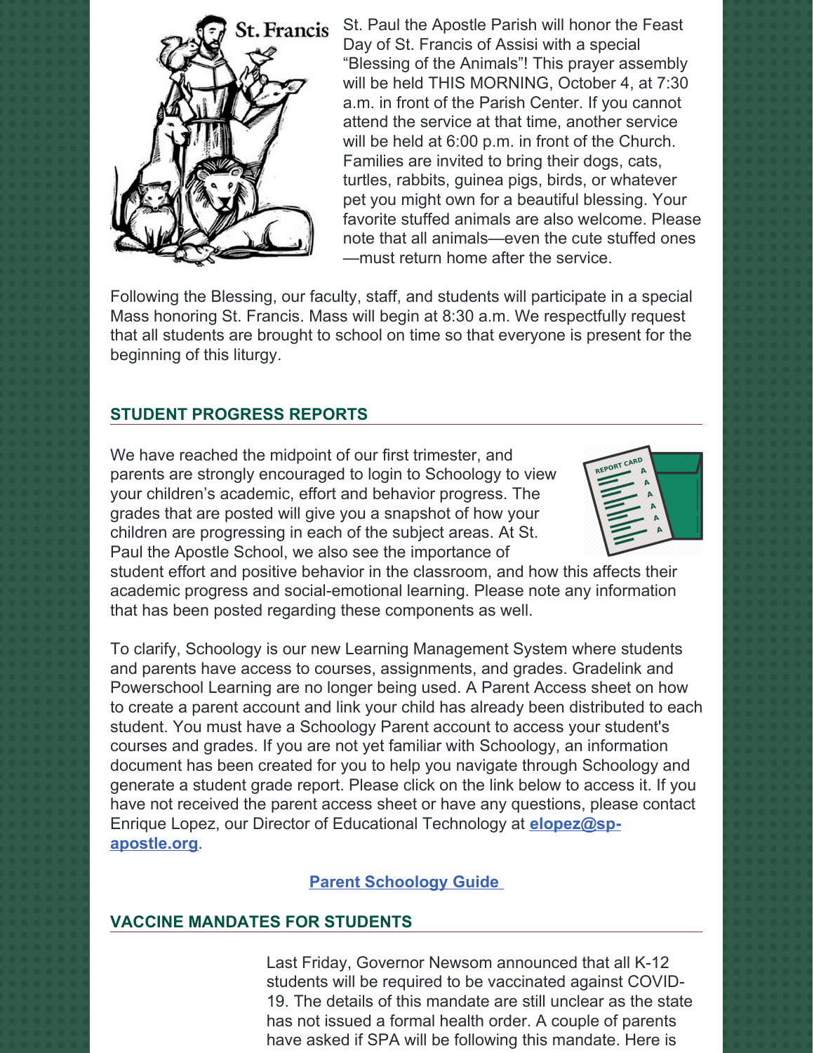St. Paul the Apostle Parish will honor the Feast Day of St. Francis of Assisi with a special "Blessing of the Animals"! This prayer assembly will be held THIS MORNING, October 4, at 7:30 a.m. in front of the Parish Center. If you cannot attend the service at that time, another service will be held at 6:00 p.m. in front of the Church. Families are invited to bring their dogs, cats, turtles, rabbits, guinea pigs, birds, or whatever pet you might own for a beautiful blessing. Your favorite stuffed animals are also welcome. Please note that all animals—even the cute stuffed ones—must return home after the service.

Following the Blessing, our faculty, staff, and students will participate in a special Mass honoring St. Francis. Mass will begin at 8:30 a.m. We respectfully request that all students are brought to school on time so that everyone is present for the beginning of this liturgy.

## STUDENT PROGRESS REPORTS

We have reached the midpoint of our first trimester, and parents are strongly encouraged to login to Schoology to view your children's academic, effort and behavior progress. The grades that are posted will give you a snapshot of how your children are progressing in each of the subject areas. At St. Paul the Apostle School, we also see the importance of student effort and positive behavior in the classroom, and how this affects their academic progress and social-emotional learning. Please note any information that has been posted regarding these components as well.

To clarify, Schoology is our new Learning Management System where students and parents have access to courses, assignments, and grades. Gradelink and Powerschool Learning are no longer being used. A Parent Access sheet on how to create a parent account and link your child has already been distributed to each student. You must have a Schoology Parent account to access your student's courses and grades. If you are not yet familiar with Schoology, an information document has been created for you to help you navigate through Schoology and generate a student grade report. Please click on the link below to access it. If you have not received the parent access sheet or have any questions, please contact Enrique Lopez, our Director of Educational Technology at **elopez@sp-apostle.org**.

**Parent Schoology Guide**

## VACCINE MANDATES FOR STUDENTS

Last Friday, Governor Newsom announced that all K-12 students will be required to be vaccinated against COVID-19. The details of this mandate are still unclear as the state has not issued a formal health order. A couple of parents have asked if SPA will be following this mandate. Here is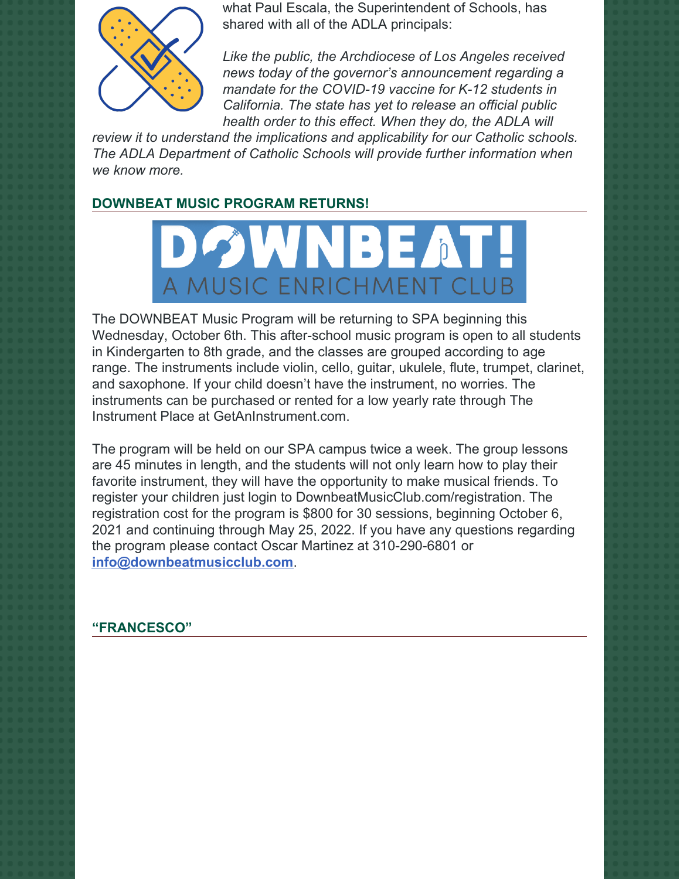what Paul Escala, the Superintendent of Schools, has shared with all of the ADLA principals:

*Like the public, the Archdiocese of Los Angeles received news today of the governor's announcement regarding a mandate for the COVID-19 vaccine for K-12 students in California. The state has yet to release an official public health order to this effect. When they do, the ADLA will review it to understand the implications and applicability for our Catholic schools. The ADLA Department of Catholic Schools will provide further information when we know more.*

## DOWNBEAT MUSIC PROGRAM RETURNS!

DOWNBEAT!
A MUSIC ENRICHMENT CLUB

The DOWNBEAT Music Program will be returning to SPA beginning this Wednesday, October 6th. This after-school music program is open to all students in Kindergarten to 8th grade, and the classes are grouped according to age range. The instruments include violin, cello, guitar, ukulele, flute, trumpet, clarinet, and saxophone. If your child doesn't have the instrument, no worries. The instruments can be purchased or rented for a low yearly rate through The Instrument Place at GetAnInstrument.com.

The program will be held on our SPA campus twice a week. The group lessons are 45 minutes in length, and the students will not only learn how to play their favorite instrument, they will have the opportunity to make musical friends. To register your children just login to DownbeatMusicClub.com/registration. The registration cost for the program is $800 for 30 sessions, beginning October 6, 2021 and continuing through May 25, 2022. If you have any questions regarding the program please contact Oscar Martinez at 310-290-6801 or **info@downbeatmusicclub.com**.

## "FRANCESCO"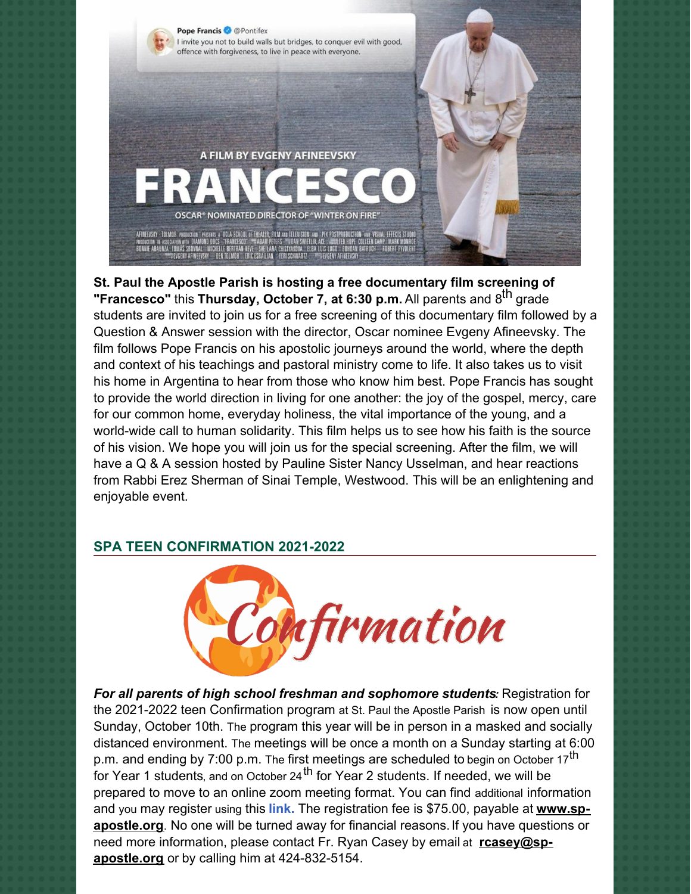**St. Paul the Apostle Parish is hosting a free documentary film screening of "Francesco"** this **Thursday, October 7, at 6:30 p.m.** All parents and 8th grade students are invited to join us for a free screening of this documentary film followed by a Question & Answer session with the director, Oscar nominee Evgeny Afineevsky. The film follows Pope Francis on his apostolic journeys around the world, where the depth and context of his teachings and pastoral ministry come to life. It also takes us to visit his home in Argentina to hear from those who know him best. Pope Francis has sought to provide the world direction in living for one another: the joy of the gospel, mercy, care for our common home, everyday holiness, the vital importance of the young, and a world-wide call to human solidarity. This film helps us to see how his faith is the source of his vision. We hope you will join us for the special screening. After the film, we will have a Q & A session hosted by Pauline Sister Nancy Usselman, and hear reactions from Rabbi Erez Sherman of Sinai Temple, Westwood. This will be an enlightening and enjoyable event.

## SPA TEEN CONFIRMATION 2021-2022

***For all parents of high school freshman and sophomore students:*** Registration for the 2021-2022 teen Confirmation program at St. Paul the Apostle Parish is now open until Sunday, October 10th. The program this year will be in person in a masked and socially distanced environment. The meetings will be once a month on a Sunday starting at 6:00 p.m. and ending by 7:00 p.m. The first meetings are scheduled to begin on October 17th for Year 1 students, and on October 24th for Year 2 students. If needed, we will be prepared to move to an online zoom meeting format. You can find additional information and you may register using this **link.** The registration fee is $75.00, payable at **www.sp-apostle.org**. No one will be turned away for financial reasons. If you have questions or need more information, please contact Fr. Ryan Casey by email at **rcasey@sp-apostle.org** or by calling him at 424-832-5154.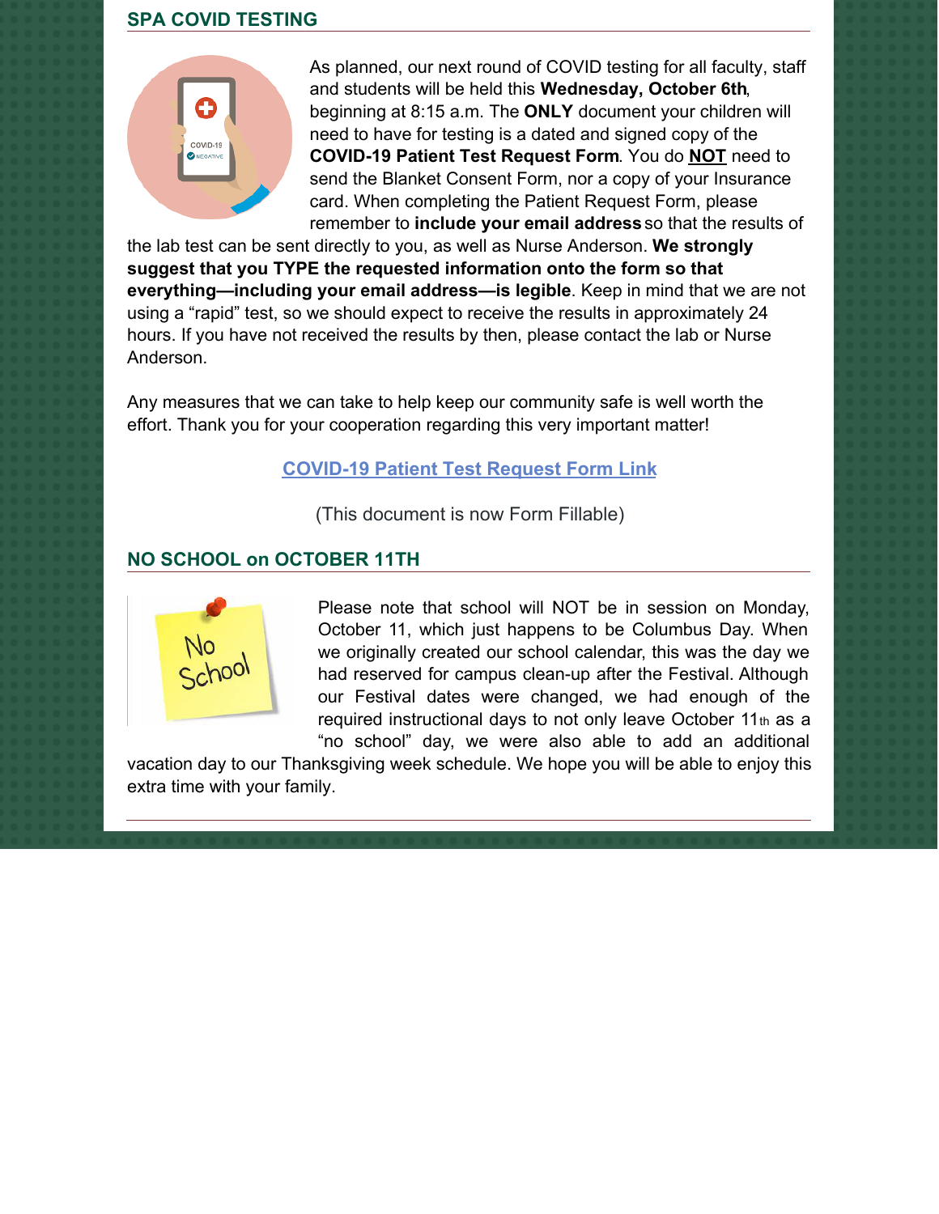## SPA COVID TESTING

As planned, our next round of COVID testing for all faculty, staff and students will be held this **Wednesday, October 6th**, beginning at 8:15 a.m. The **ONLY** document your children will need to have for testing is a dated and signed copy of the **COVID-19 Patient Test Request Form**. You do **NOT** need to send the Blanket Consent Form, nor a copy of your Insurance card. When completing the Patient Request Form, please remember to **include your email address** so that the results of the lab test can be sent directly to you, as well as Nurse Anderson. **We strongly suggest that you TYPE the requested information onto the form so that everything—including your email address—is legible**. Keep in mind that we are not using a "rapid" test, so we should expect to receive the results in approximately 24 hours. If you have not received the results by then, please contact the lab or Nurse Anderson.

Any measures that we can take to help keep our community safe is well worth the effort. Thank you for your cooperation regarding this very important matter!

COVID-19 Patient Test Request Form Link

(This document is now Form Fillable)

## NO SCHOOL on OCTOBER 11TH

Please note that school will NOT be in session on Monday, October 11, which just happens to be Columbus Day. When we originally created our school calendar, this was the day we had reserved for campus clean-up after the Festival. Although our Festival dates were changed, we had enough of the required instructional days to not only leave October 11th as a "no school" day, we were also able to add an additional vacation day to our Thanksgiving week schedule. We hope you will be able to enjoy this extra time with your family.